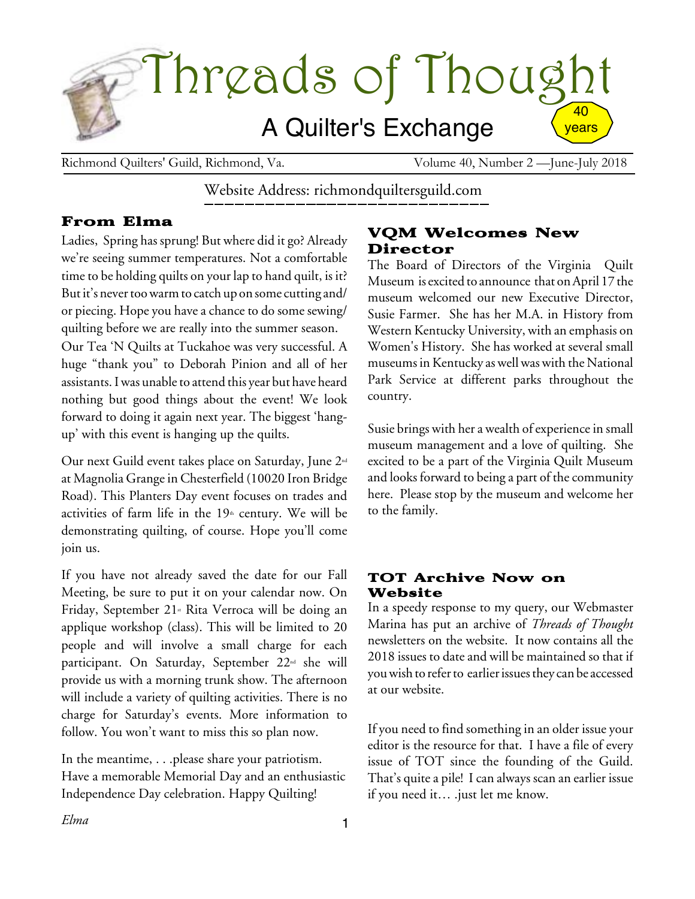# Threads of Thought

## A Quilter's Exchange

40 years

Richmond Quilters' Guild, Richmond, Va. Volume 40, Number 2 —June-July 2018

Website Address: richmondquiltersguild.com

### From Elma

Ladies, Spring has sprung! But where did it go? Already we're seeing summer temperatures. Not a comfortable time to be holding quilts on your lap to hand quilt, is it? But it's never too warm to catch up on some cutting and/or piecing. Hope you have a chance to do some sewing/quilting before we are really into the summer season.

Our Tea 'N Quilts at Tuckahoe was very successful. A huge "thank you" to Deborah Pinion and all of her assistants. I was unable to attend this year but have heard nothing but good things about the event! We look forward to doing it again next year. The biggest 'hang-up' with this event is hanging up the quilts.

Our next Guild event takes place on Saturday, June 2nd at Magnolia Grange in Chesterfield (10020 Iron Bridge Road). This Planters Day event focuses on trades and activities of farm life in the 19th century. We will be demonstrating quilting, of course. Hope you'll come join us.

If you have not already saved the date for our Fall Meeting, be sure to put it on your calendar now. On Friday, September 21st Rita Verroca will be doing an applique workshop (class). This will be limited to 20 people and will involve a small charge for each participant. On Saturday, September 22nd she will provide us with a morning trunk show. The afternoon will include a variety of quilting activities. There is no charge for Saturday's events. More information to follow. You won't want to miss this so plan now.

In the meantime, . . .please share your patriotism. Have a memorable Memorial Day and an enthusiastic Independence Day celebration. Happy Quilting!

*Elma*

### VQM Welcomes New Director

The Board of Directors of the Virginia Quilt Museum is excited to announce that on April 17 the museum welcomed our new Executive Director, Susie Farmer. She has her M.A. in History from Western Kentucky University, with an emphasis on Women's History. She has worked at several small museums in Kentucky as well was with the National Park Service at different parks throughout the country.

Susie brings with her a wealth of experience in small museum management and a love of quilting. She excited to be a part of the Virginia Quilt Museum and looks forward to being a part of the community here. Please stop by the museum and welcome her to the family.

### TOT Archive Now on Website

In a speedy response to my query, our Webmaster Marina has put an archive of *Threads of Thought* newsletters on the website. It now contains all the 2018 issues to date and will be maintained so that if you wish to refer to earlier issues they can be accessed at our website.

If you need to find something in an older issue your editor is the resource for that. I have a file of every issue of TOT since the founding of the Guild. That's quite a pile! I can always scan an earlier issue if you need it… .just let me know.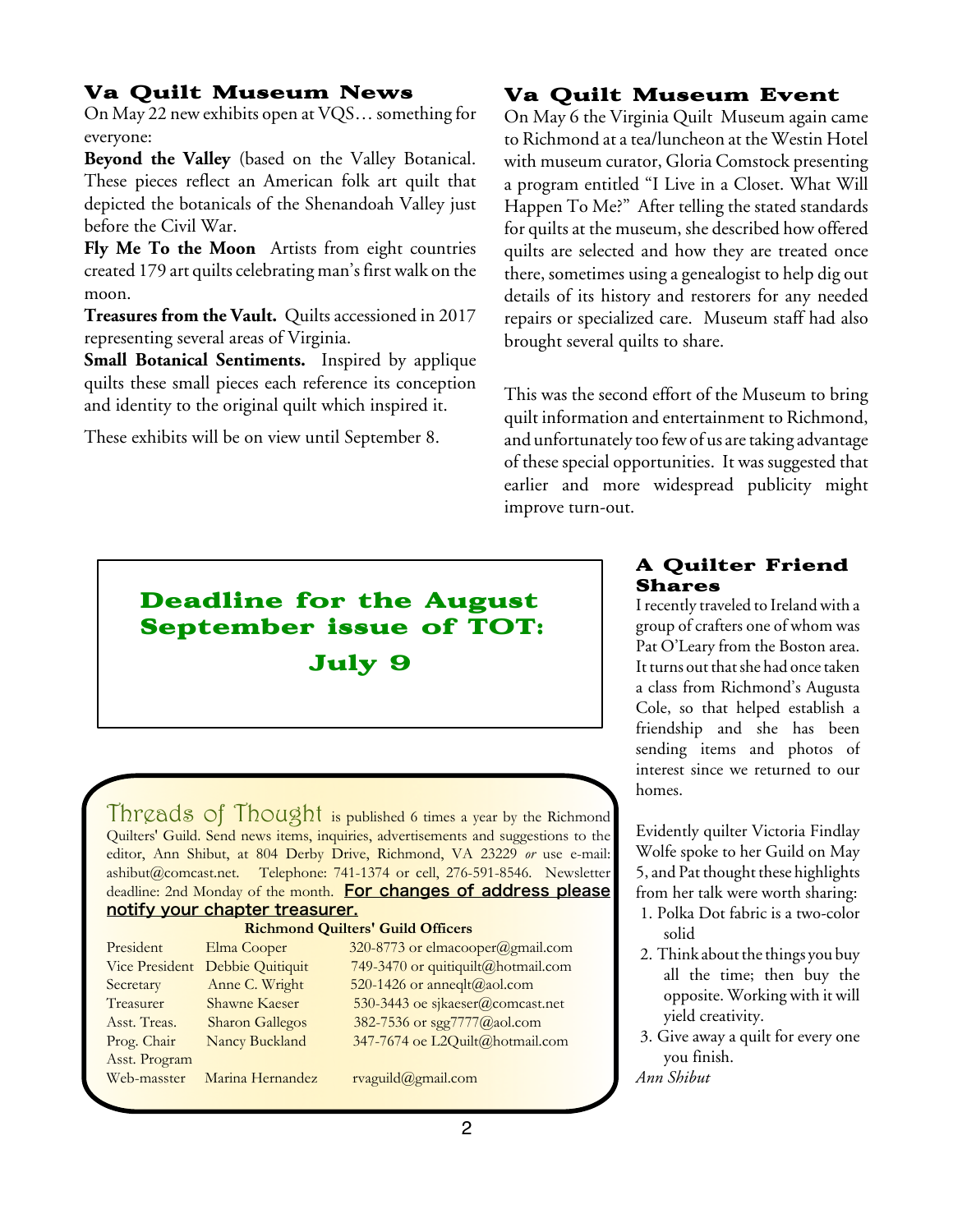## Va Quilt Museum News

On May 22 new exhibits open at VQS… something for everyone:

**Beyond the Valley** (based on the Valley Botanical. These pieces reflect an American folk art quilt that depicted the botanicals of the Shenandoah Valley just before the Civil War.

**Fly Me To the Moon** Artists from eight countries created 179 art quilts celebrating man's first walk on the moon.

**Treasures from the Vault.** Quilts accessioned in 2017 representing several areas of Virginia.

**Small Botanical Sentiments.** Inspired by applique quilts these small pieces each reference its conception and identity to the original quilt which inspired it.

These exhibits will be on view until September 8.

## Va Quilt Museum Event

On May 6 the Virginia Quilt Museum again came to Richmond at a tea/luncheon at the Westin Hotel with museum curator, Gloria Comstock presenting a program entitled "I Live in a Closet. What Will Happen To Me?" After telling the stated standards for quilts at the museum, she described how offered quilts are selected and how they are treated once there, sometimes using a genealogist to help dig out details of its history and restorers for any needed repairs or specialized care. Museum staff had also brought several quilts to share.

This was the second effort of the Museum to bring quilt information and entertainment to Richmond, and unfortunately too few of us are taking advantage of these special opportunities. It was suggested that earlier and more widespread publicity might improve turn-out.

## Deadline for the August September issue of TOT: July 9

Threads of Thought is published 6 times a year by the Richmond Quilters' Guild. Send news items, inquiries, advertisements and suggestions to the editor, Ann Shibut, at 804 Derby Drive, Richmond, VA 23229 *or* use e-mail: ashibut@comcast.net. Telephone: 741-1374 or cell, 276-591-8546. Newsletter deadline: 2nd Monday of the month. **For changes of address please notify your chapter treasurer.**

**Richmond Quilters' Guild Officers**

| | | |
|---|---|---|
| President | Elma Cooper | 320-8773 or elmacooper@gmail.com |
| Vice President | Debbie Quitiquit | 749-3470 or quitiquilt@hotmail.com |
| Secretary | Anne C. Wright | 520-1426 or anneqlt@aol.com |
| Treasurer | Shawne Kaeser | 530-3443 oe sjkaeser@comcast.net |
| Asst. Treas. | Sharon Gallegos | 382-7536 or sgg7777@aol.com |
| Prog. Chair | Nancy Buckland | 347-7674 oe L2Quilt@hotmail.com |
| Asst. Program | | |
| Web-masster | Marina Hernandez | rvaguild@gmail.com |

## A Quilter Friend Shares

I recently traveled to Ireland with a group of crafters one of whom was Pat O'Leary from the Boston area. It turns out that she had once taken a class from Richmond's Augusta Cole, so that helped establish a friendship and she has been sending items and photos of interest since we returned to our homes.

Evidently quilter Victoria Findlay Wolfe spoke to her Guild on May 5, and Pat thought these highlights from her talk were worth sharing:

1. Polka Dot fabric is a two-color solid
2. Think about the things you buy all the time; then buy the opposite. Working with it will yield creativity.
3. Give away a quilt for every one you finish.

*Ann Shibut*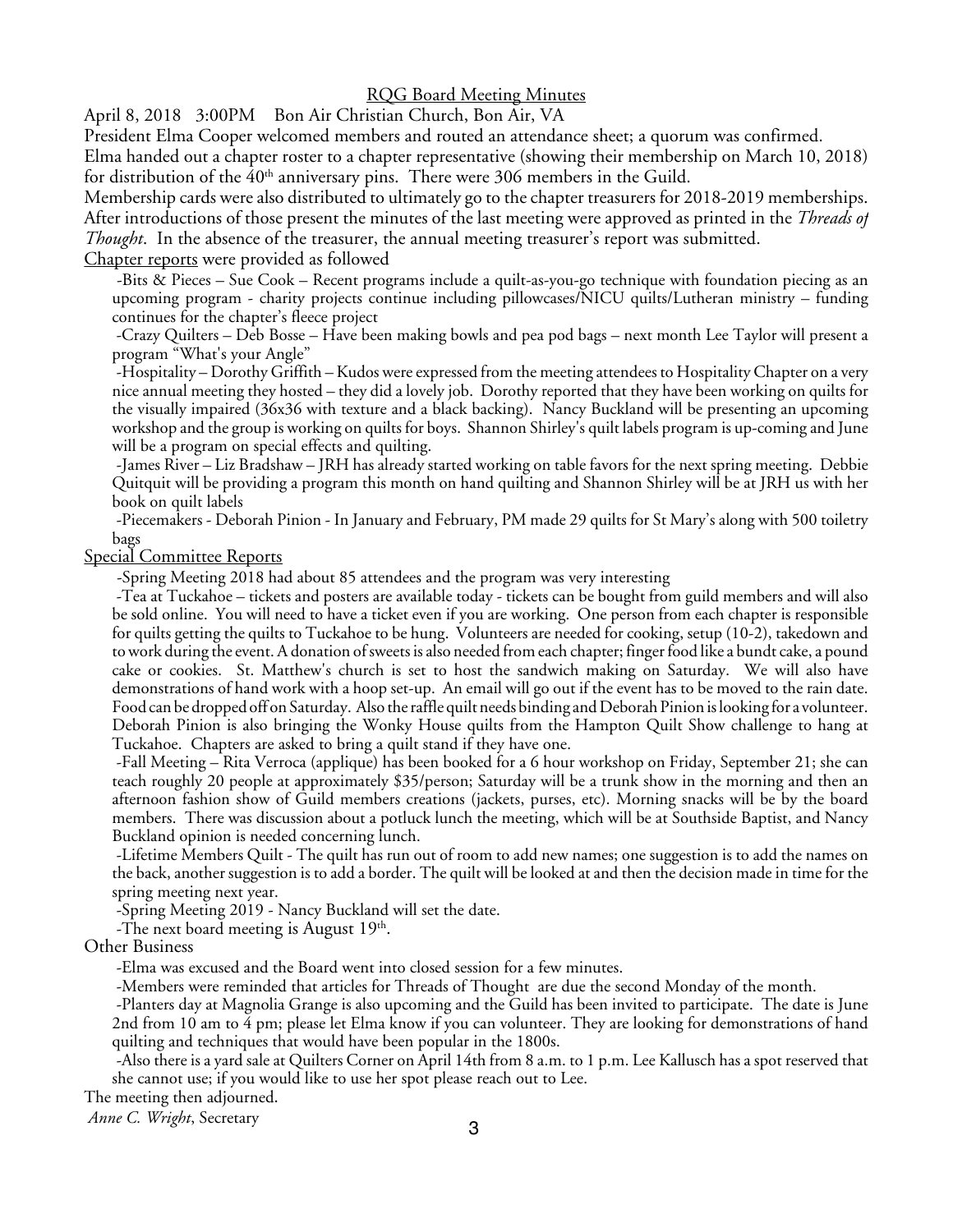## RQG Board Meeting Minutes

April 8, 2018   3:00PM   Bon Air Christian Church, Bon Air, VA

President Elma Cooper welcomed members and routed an attendance sheet; a quorum was confirmed.

Elma handed out a chapter roster to a chapter representative (showing their membership on March 10, 2018) for distribution of the 40th anniversary pins. There were 306 members in the Guild.

Membership cards were also distributed to ultimately go to the chapter treasurers for 2018-2019 memberships.

After introductions of those present the minutes of the last meeting were approved as printed in the *Threads of Thought*. In the absence of the treasurer, the annual meeting treasurer's report was submitted.

Chapter reports were provided as followed

- -Bits & Pieces – Sue Cook – Recent programs include a quilt-as-you-go technique with foundation piecing as an upcoming program - charity projects continue including pillowcases/NICU quilts/Lutheran ministry – funding continues for the chapter's fleece project
- -Crazy Quilters – Deb Bosse – Have been making bowls and pea pod bags – next month Lee Taylor will present a program "What's your Angle"
- -Hospitality – Dorothy Griffith – Kudos were expressed from the meeting attendees to Hospitality Chapter on a very nice annual meeting they hosted – they did a lovely job. Dorothy reported that they have been working on quilts for the visually impaired (36x36 with texture and a black backing). Nancy Buckland will be presenting an upcoming workshop and the group is working on quilts for boys. Shannon Shirley's quilt labels program is up-coming and June will be a program on special effects and quilting.
- -James River – Liz Bradshaw – JRH has already started working on table favors for the next spring meeting. Debbie Quitquit will be providing a program this month on hand quilting and Shannon Shirley will be at JRH us with her book on quilt labels
- -Piecemakers - Deborah Pinion - In January and February, PM made 29 quilts for St Mary's along with 500 toiletry bags

Special Committee Reports

- -Spring Meeting 2018 had about 85 attendees and the program was very interesting
- -Tea at Tuckahoe – tickets and posters are available today - tickets can be bought from guild members and will also be sold online. You will need to have a ticket even if you are working. One person from each chapter is responsible for quilts getting the quilts to Tuckahoe to be hung. Volunteers are needed for cooking, setup (10-2), takedown and to work during the event. A donation of sweets is also needed from each chapter; finger food like a bundt cake, a pound cake or cookies. St. Matthew's church is set to host the sandwich making on Saturday. We will also have demonstrations of hand work with a hoop set-up. An email will go out if the event has to be moved to the rain date. Food can be dropped off on Saturday. Also the raffle quilt needs binding and Deborah Pinion is looking for a volunteer. Deborah Pinion is also bringing the Wonky House quilts from the Hampton Quilt Show challenge to hang at Tuckahoe. Chapters are asked to bring a quilt stand if they have one.
- -Fall Meeting – Rita Verroca (applique) has been booked for a 6 hour workshop on Friday, September 21; she can teach roughly 20 people at approximately $35/person; Saturday will be a trunk show in the morning and then an afternoon fashion show of Guild members creations (jackets, purses, etc). Morning snacks will be by the board members. There was discussion about a potluck lunch the meeting, which will be at Southside Baptist, and Nancy Buckland opinion is needed concerning lunch.
- -Lifetime Members Quilt - The quilt has run out of room to add new names; one suggestion is to add the names on the back, another suggestion is to add a border. The quilt will be looked at and then the decision made in time for the spring meeting next year.
- -Spring Meeting 2019 - Nancy Buckland will set the date.
- -The next board meeting is August 19th.

Other Business

- -Elma was excused and the Board went into closed session for a few minutes.
- -Members were reminded that articles for Threads of Thought are due the second Monday of the month.
- -Planters day at Magnolia Grange is also upcoming and the Guild has been invited to participate. The date is June 2nd from 10 am to 4 pm; please let Elma know if you can volunteer. They are looking for demonstrations of hand quilting and techniques that would have been popular in the 1800s.
- -Also there is a yard sale at Quilters Corner on April 14th from 8 a.m. to 1 p.m. Lee Kallusch has a spot reserved that she cannot use; if you would like to use her spot please reach out to Lee.

The meeting then adjourned.

*Anne C. Wright*, Secretary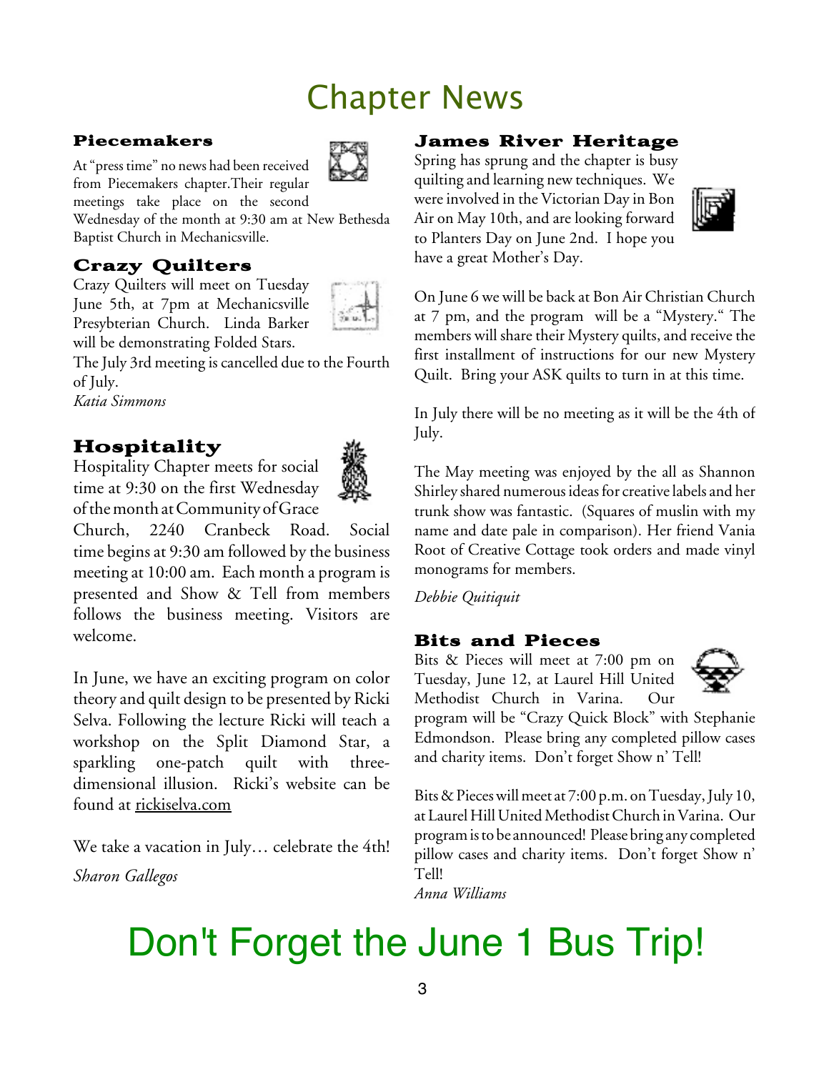# Chapter News

### Piecemakers

At "press time" no news had been received from Piecemakers chapter.Their regular meetings take place on the second Wednesday of the month at 9:30 am at New Bethesda Baptist Church in Mechanicsville.

### Crazy Quilters

Crazy Quilters will meet on Tuesday June 5th, at 7pm at Mechanicsville Presybterian Church. Linda Barker will be demonstrating Folded Stars.

The July 3rd meeting is cancelled due to the Fourth of July.

*Katia Simmons*

### Hospitality

Hospitality Chapter meets for social time at 9:30 on the first Wednesday of the month at Community of Grace Church, 2240 Cranbeck Road. Social time begins at 9:30 am followed by the business meeting at 10:00 am. Each month a program is presented and Show & Tell from members follows the business meeting. Visitors are welcome.

In June, we have an exciting program on color theory and quilt design to be presented by Ricki Selva. Following the lecture Ricki will teach a workshop on the Split Diamond Star, a sparkling one-patch quilt with three-dimensional illusion. Ricki's website can be found at rickiselva.com

We take a vacation in July… celebrate the 4th!

*Sharon Gallegos*

### James River Heritage

Spring has sprung and the chapter is busy quilting and learning new techniques. We were involved in the Victorian Day in Bon Air on May 10th, and are looking forward to Planters Day on June 2nd. I hope you have a great Mother's Day.

On June 6 we will be back at Bon Air Christian Church at 7 pm, and the program will be a "Mystery." The members will share their Mystery quilts, and receive the first installment of instructions for our new Mystery Quilt. Bring your ASK quilts to turn in at this time.

In July there will be no meeting as it will be the 4th of July.

The May meeting was enjoyed by the all as Shannon Shirley shared numerous ideas for creative labels and her trunk show was fantastic. (Squares of muslin with my name and date pale in comparison). Her friend Vania Root of Creative Cottage took orders and made vinyl monograms for members.

*Debbie Quitiquit*

### Bits and Pieces

Bits & Pieces will meet at 7:00 pm on Tuesday, June 12, at Laurel Hill United Methodist Church in Varina. Our program will be "Crazy Quick Block" with Stephanie Edmondson. Please bring any completed pillow cases and charity items. Don't forget Show n' Tell!

Bits & Pieces will meet at 7:00 p.m. on Tuesday, July 10, at Laurel Hill United Methodist Church in Varina. Our program is to be announced! Please bring any completed pillow cases and charity items. Don't forget Show n' Tell!

*Anna Williams*

# Don't Forget the June 1 Bus Trip!